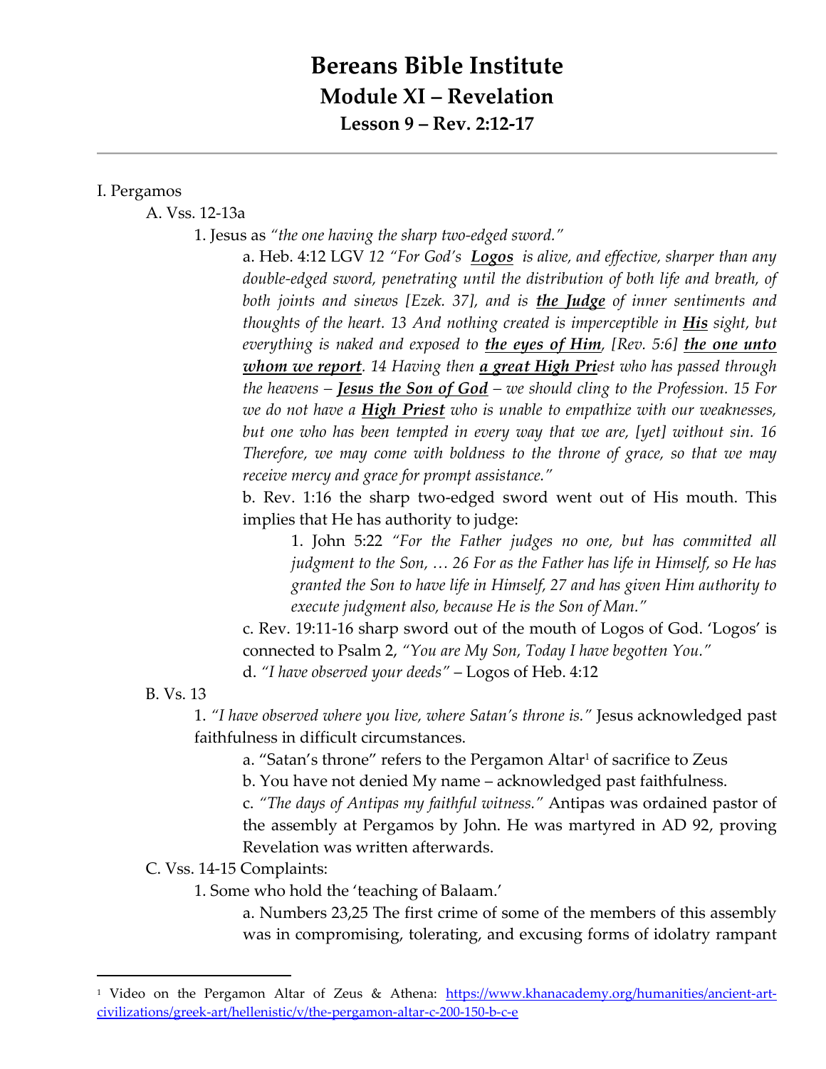# Bereans Bible Institute
## Module XI – Revelation
### Lesson 9 – Rev. 2:12-17

---

I. Pergamos

A. Vss. 12-13a

1. Jesus as *"the one having the sharp two-edged sword."*

a. Heb. 4:12 LGV *12 "For God's* ***__Logos__*** *is alive, and effective, sharper than any double-edged sword, penetrating until the distribution of both life and breath, of both joints and sinews [Ezek. 37], and is* ***__the Judge__*** *of inner sentiments and thoughts of the heart. 13 And nothing created is imperceptible in* ***__His__*** *sight, but everything is naked and exposed to* ***__the eyes of Him__****, [Rev. 5:6]* ***__the one unto whom we report__****. 14 Having then* ***__a great High Pri__****est who has passed through the heavens –* ***__Jesus the Son of God__*** *– we should cling to the Profession. 15 For we do not have a* ***__High Priest__*** *who is unable to empathize with our weaknesses, but one who has been tempted in every way that we are, [yet] without sin. 16 Therefore, we may come with boldness to the throne of grace, so that we may receive mercy and grace for prompt assistance."*

b. Rev. 1:16 the sharp two-edged sword went out of His mouth. This implies that He has authority to judge:

1. John 5:22 *"For the Father judges no one, but has committed all judgment to the Son, … 26 For as the Father has life in Himself, so He has granted the Son to have life in Himself, 27 and has given Him authority to execute judgment also, because He is the Son of Man."*

c. Rev. 19:11-16 sharp sword out of the mouth of Logos of God. 'Logos' is connected to Psalm 2, *"You are My Son, Today I have begotten You."*

d. *"I have observed your deeds"* – Logos of Heb. 4:12

B. Vs. 13

1. *"I have observed where you live, where Satan's throne is."* Jesus acknowledged past faithfulness in difficult circumstances.

a. "Satan's throne" refers to the Pergamon Altar[1] of sacrifice to Zeus

b. You have not denied My name – acknowledged past faithfulness.

c. *"The days of Antipas my faithful witness."* Antipas was ordained pastor of the assembly at Pergamos by John. He was martyred in AD 92, proving Revelation was written afterwards.

C. Vss. 14-15 Complaints:

1. Some who hold the 'teaching of Balaam.'

a. Numbers 23,25 The first crime of some of the members of this assembly was in compromising, tolerating, and excusing forms of idolatry rampant

---

[1] Video on the Pergamon Altar of Zeus & Athena: https://www.khanacademy.org/humanities/ancient-art-civilizations/greek-art/hellenistic/v/the-pergamon-altar-c-200-150-b-c-e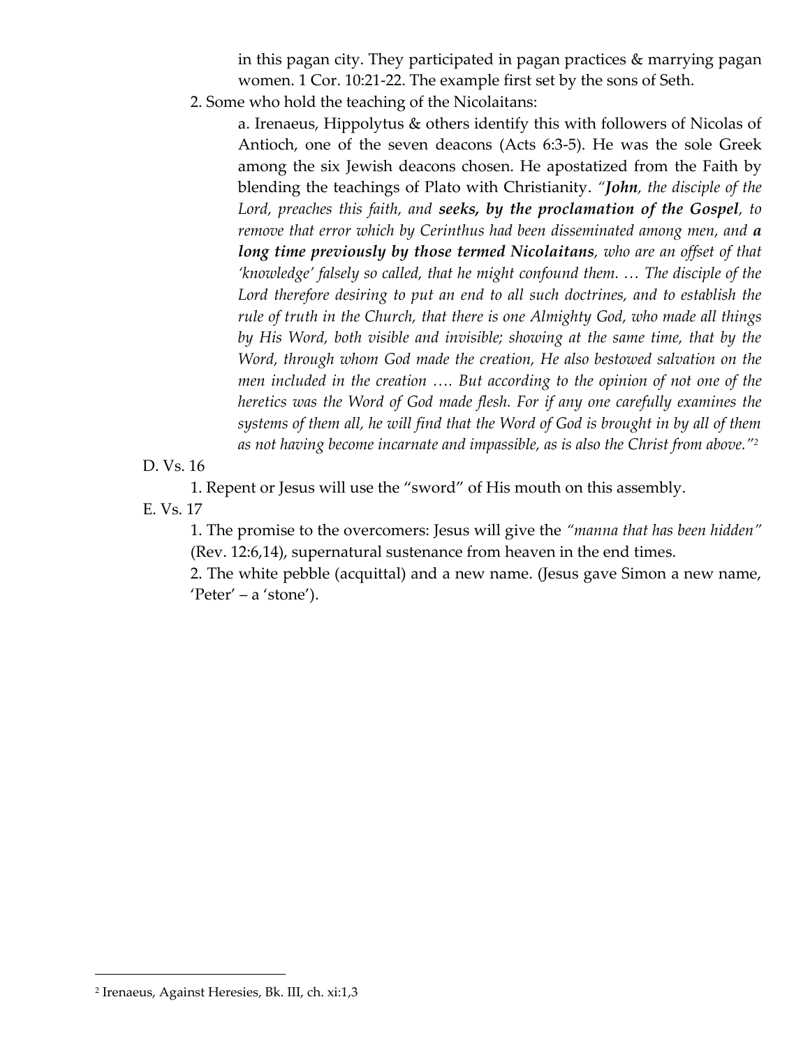in this pagan city. They participated in pagan practices & marrying pagan women. 1 Cor. 10:21-22. The example first set by the sons of Seth.

2. Some who hold the teaching of the Nicolaitans:

a. Irenaeus, Hippolytus & others identify this with followers of Nicolas of Antioch, one of the seven deacons (Acts 6:3-5). He was the sole Greek among the six Jewish deacons chosen. He apostatized from the Faith by blending the teachings of Plato with Christianity. *"**John**, the disciple of the Lord, preaches this faith, and **seeks, by the proclamation of the Gospel**, to remove that error which by Cerinthus had been disseminated among men, and **a long time previously by those termed Nicolaitans**, who are an offset of that 'knowledge' falsely so called, that he might confound them. … The disciple of the Lord therefore desiring to put an end to all such doctrines, and to establish the rule of truth in the Church, that there is one Almighty God, who made all things by His Word, both visible and invisible; showing at the same time, that by the Word, through whom God made the creation, He also bestowed salvation on the men included in the creation …. But according to the opinion of not one of the heretics was the Word of God made flesh. For if any one carefully examines the systems of them all, he will find that the Word of God is brought in by all of them as not having become incarnate and impassible, as is also the Christ from above."*[2]

D. Vs. 16

1. Repent or Jesus will use the "sword" of His mouth on this assembly.

E. Vs. 17

1. The promise to the overcomers: Jesus will give the *"manna that has been hidden"* (Rev. 12:6,14), supernatural sustenance from heaven in the end times.

2. The white pebble (acquittal) and a new name. (Jesus gave Simon a new name, 'Peter' – a 'stone').

---

[2] Irenaeus, Against Heresies, Bk. III, ch. xi:1,3